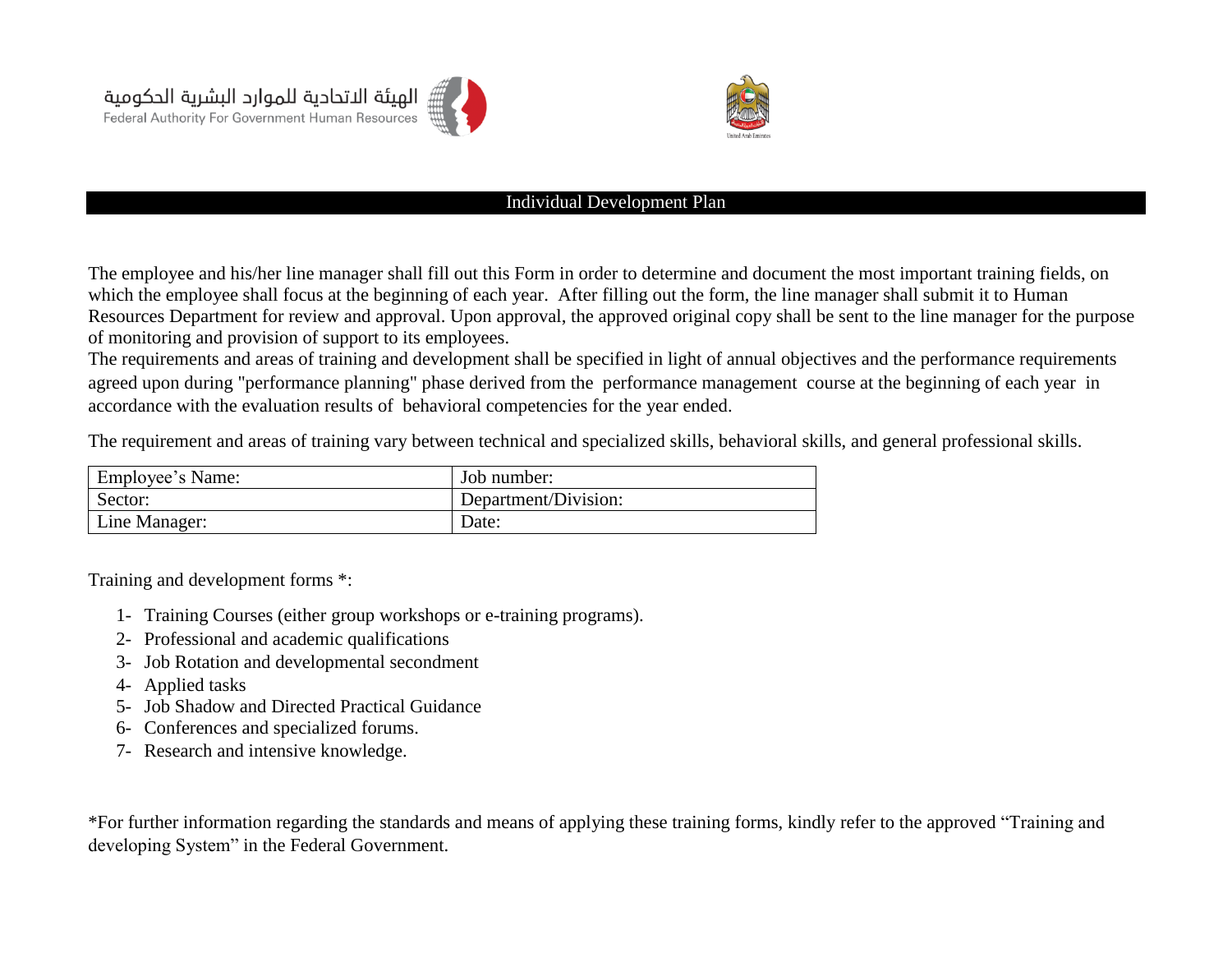الهيئة الاتحادية للموارد البشرية الحكومية
Federal Authority For Government Human Resources

United Arab Emirates

# Individual Development Plan

The employee and his/her line manager shall fill out this Form in order to determine and document the most important training fields, on which the employee shall focus at the beginning of each year. After filling out the form, the line manager shall submit it to Human Resources Department for review and approval. Upon approval, the approved original copy shall be sent to the line manager for the purpose of monitoring and provision of support to its employees.
The requirements and areas of training and development shall be specified in light of annual objectives and the performance requirements agreed upon during "performance planning" phase derived from the performance management course at the beginning of each year in accordance with the evaluation results of behavioral competencies for the year ended.

The requirement and areas of training vary between technical and specialized skills, behavioral skills, and general professional skills.

| Employee's Name: | Job number: |
|---|---|
| Sector: | Department/Division: |
| Line Manager: | Date: |

Training and development forms *:

1- Training Courses (either group workshops or e-training programs).
2- Professional and academic qualifications
3- Job Rotation and developmental secondment
4- Applied tasks
5- Job Shadow and Directed Practical Guidance
6- Conferences and specialized forums.
7- Research and intensive knowledge.

*For further information regarding the standards and means of applying these training forms, kindly refer to the approved "Training and developing System" in the Federal Government.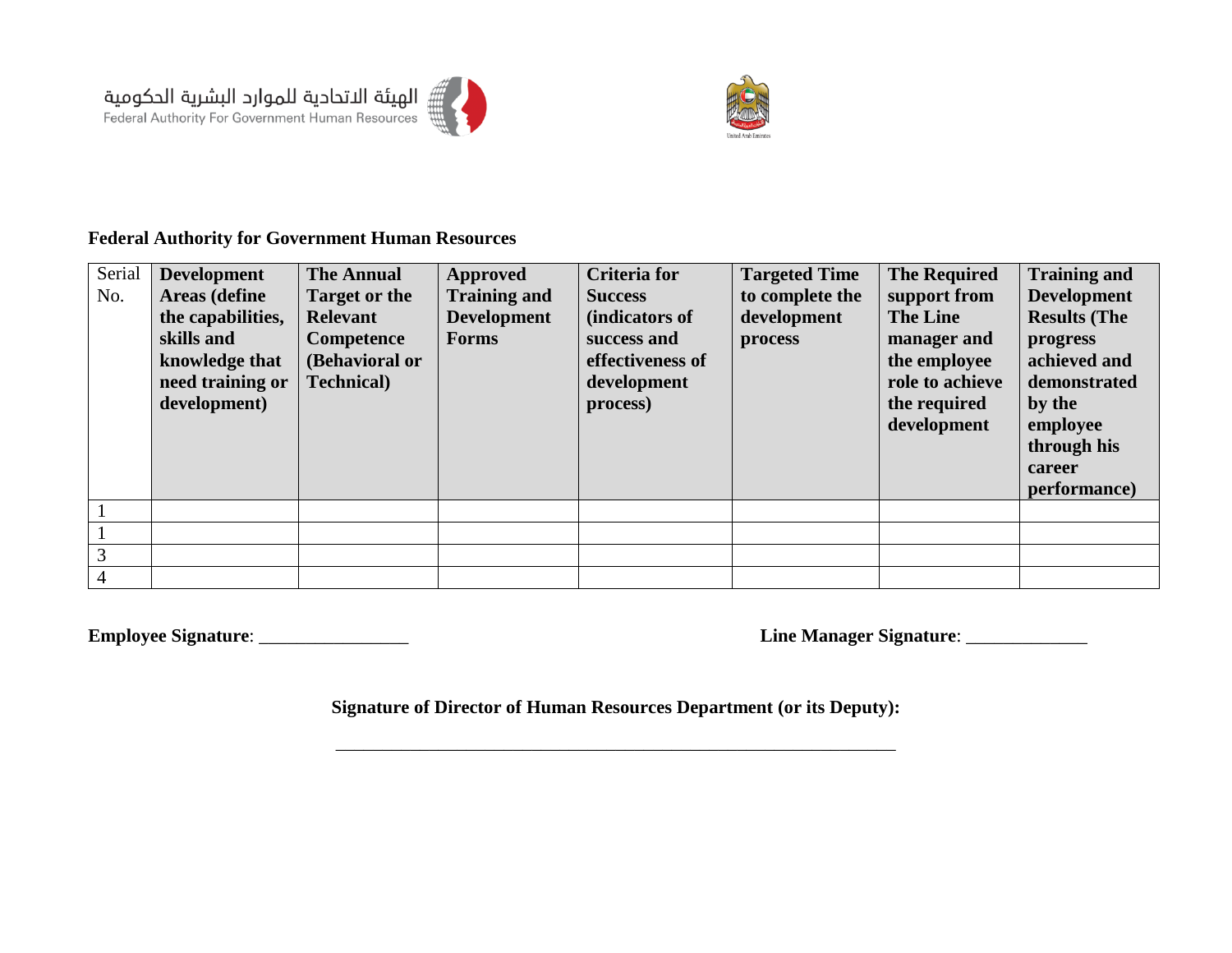الهيئة الاتحادية للموارد البشرية الحكومية
Federal Authority For Government Human Resources

United Arab Emirates

**Federal Authority for Government Human Resources**

| Serial No. | **Development Areas (define the capabilities, skills and knowledge that need training or development)** | **The Annual Target or the Relevant Competence (Behavioral or Technical)** | **Approved Training and Development Forms** | **Criteria for Success (indicators of success and effectiveness of development process)** | **Targeted Time to complete the development process** | **The Required support from The Line manager and the employee role to achieve the required development** | **Training and Development Results (The progress achieved and demonstrated by the employee through his career performance)** |
|---|---|---|---|---|---|---|---|
| 1 | | | | | | | |
| 1 | | | | | | | |
| 3 | | | | | | | |
| 4 | | | | | | | |

**Employee Signature**: ________________

**Line Manager Signature**: _____________

**Signature of Director of Human Resources Department (or its Deputy):**

_____________________________________________________________